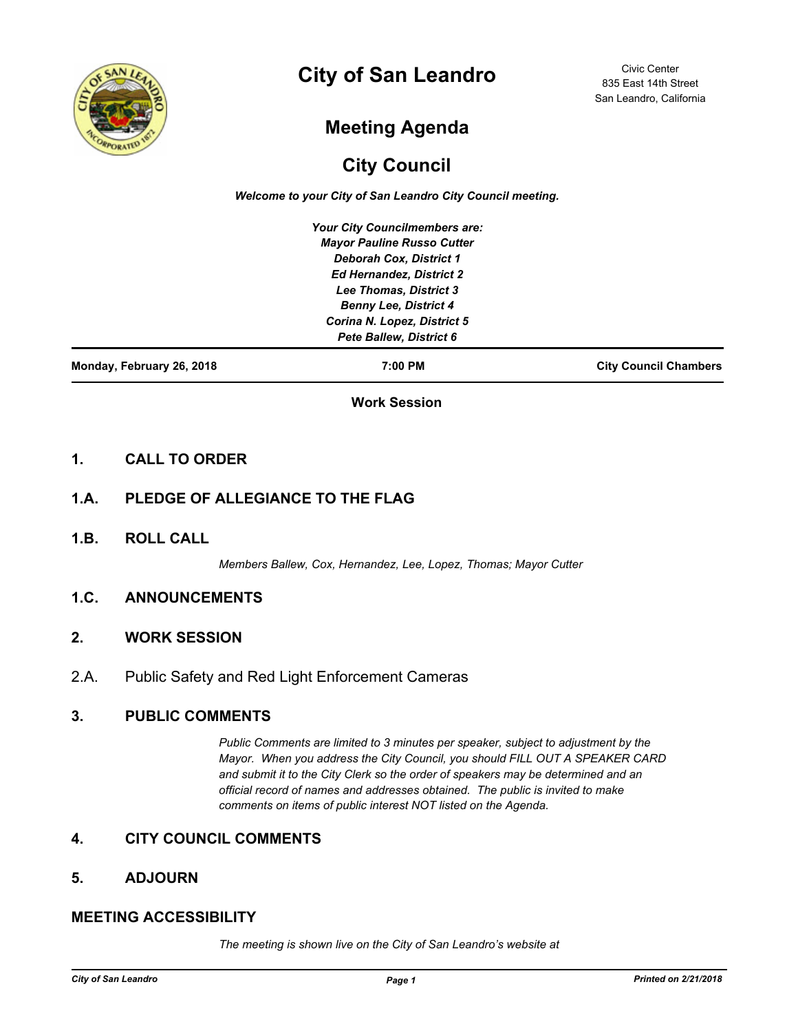# City of San Leandro

Civic Center
835 East 14th Street
San Leandro, California

## Meeting Agenda

## City Council

***Welcome to your City of San Leandro City Council meeting.***

***Your City Councilmembers are:***
***Mayor Pauline Russo Cutter***
***Deborah Cox, District 1***
***Ed Hernandez, District 2***
***Lee Thomas, District 3***
***Benny Lee, District 4***
***Corina N. Lopez, District 5***
***Pete Ballew, District 6***

**Monday, February 26, 2018** | **7:00 PM** | **City Council Chambers**

**Work Session**

### 1. CALL TO ORDER

### 1.A. PLEDGE OF ALLEGIANCE TO THE FLAG

### 1.B. ROLL CALL

*Members Ballew, Cox, Hernandez, Lee, Lopez, Thomas; Mayor Cutter*

### 1.C. ANNOUNCEMENTS

### 2. WORK SESSION

2.A. Public Safety and Red Light Enforcement Cameras

### 3. PUBLIC COMMENTS

*Public Comments are limited to 3 minutes per speaker, subject to adjustment by the Mayor. When you address the City Council, you should FILL OUT A SPEAKER CARD and submit it to the City Clerk so the order of speakers may be determined and an official record of names and addresses obtained. The public is invited to make comments on items of public interest NOT listed on the Agenda.*

### 4. CITY COUNCIL COMMENTS

### 5. ADJOURN

### MEETING ACCESSIBILITY

*The meeting is shown live on the City of San Leandro's website at*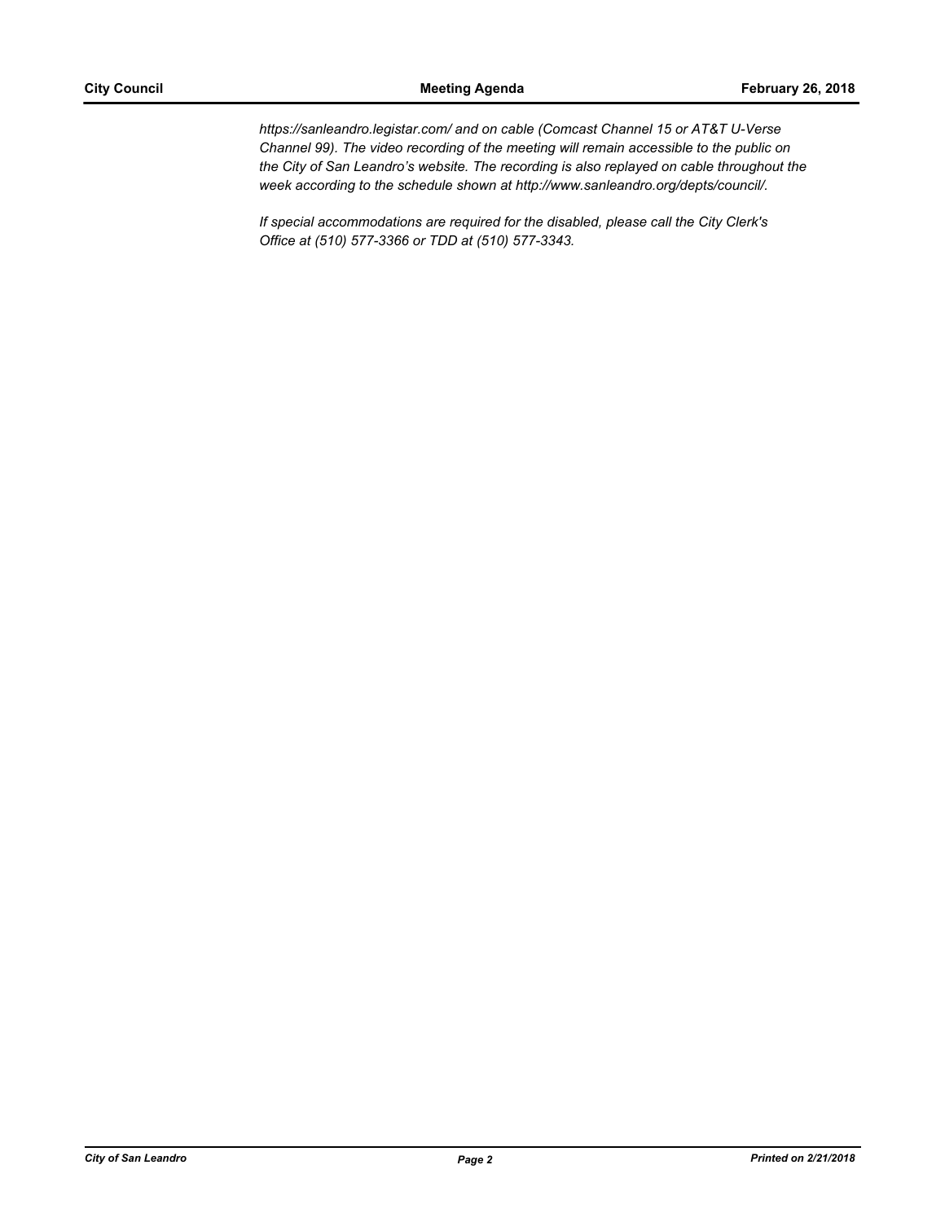*https://sanleandro.legistar.com/ and on cable (Comcast Channel 15 or AT&T U-Verse Channel 99). The video recording of the meeting will remain accessible to the public on the City of San Leandro's website. The recording is also replayed on cable throughout the week according to the schedule shown at http://www.sanleandro.org/depts/council/.*

*If special accommodations are required for the disabled, please call the City Clerk's Office at (510) 577-3366 or TDD at (510) 577-3343.*